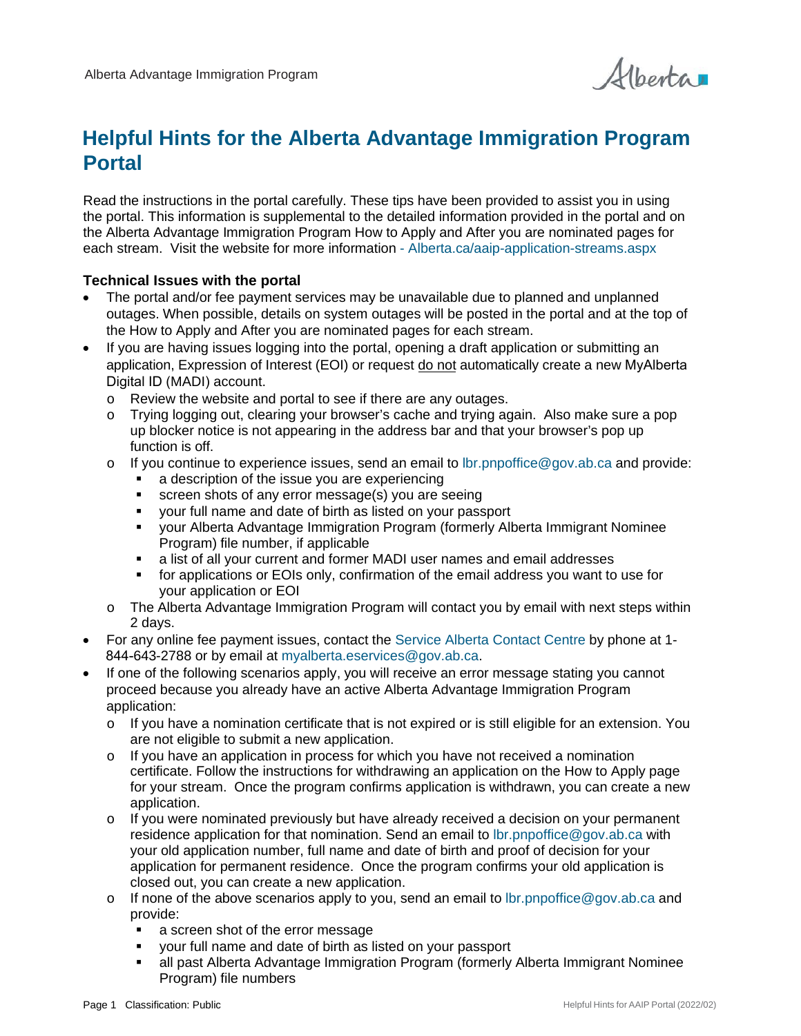# Helpful Hints for the Alberta Advantage Immigration Program Portal

Read the instructions in the portal carefully. These tips have been provided to assist you in using the portal. This information is supplemental to the detailed information provided in the portal and on the Alberta Advantage Immigration Program How to Apply and After you are nominated pages for each stream. Visit the website for more information - Alberta.ca/aaip-application-streams.aspx

### Technical Issues with the portal

- The portal and/or fee payment services may be unavailable due to planned and unplanned outages. When possible, details on system outages will be posted in the portal and at the top of the How to Apply and After you are nominated pages for each stream.
- If you are having issues logging into the portal, opening a draft application or submitting an application, Expression of Interest (EOI) or request <u>do not</u> automatically create a new MyAlberta Digital ID (MADI) account.
  - Review the website and portal to see if there are any outages.
  - Trying logging out, clearing your browser's cache and trying again. Also make sure a pop up blocker notice is not appearing in the address bar and that your browser's pop up function is off.
  - If you continue to experience issues, send an email to lbr.pnpoffice@gov.ab.ca and provide:
    - a description of the issue you are experiencing
    - screen shots of any error message(s) you are seeing
    - your full name and date of birth as listed on your passport
    - your Alberta Advantage Immigration Program (formerly Alberta Immigrant Nominee Program) file number, if applicable
    - a list of all your current and former MADI user names and email addresses
    - for applications or EOIs only, confirmation of the email address you want to use for your application or EOI
  - The Alberta Advantage Immigration Program will contact you by email with next steps within 2 days.
- For any online fee payment issues, contact the Service Alberta Contact Centre by phone at 1-844-643-2788 or by email at myalberta.eservices@gov.ab.ca.
- If one of the following scenarios apply, you will receive an error message stating you cannot proceed because you already have an active Alberta Advantage Immigration Program application:
  - If you have a nomination certificate that is not expired or is still eligible for an extension. You are not eligible to submit a new application.
  - If you have an application in process for which you have not received a nomination certificate. Follow the instructions for withdrawing an application on the How to Apply page for your stream. Once the program confirms application is withdrawn, you can create a new application.
  - If you were nominated previously but have already received a decision on your permanent residence application for that nomination. Send an email to lbr.pnpoffice@gov.ab.ca with your old application number, full name and date of birth and proof of decision for your application for permanent residence. Once the program confirms your old application is closed out, you can create a new application.
  - If none of the above scenarios apply to you, send an email to lbr.pnpoffice@gov.ab.ca and provide:
    - a screen shot of the error message
    - your full name and date of birth as listed on your passport
    - all past Alberta Advantage Immigration Program (formerly Alberta Immigrant Nominee Program) file numbers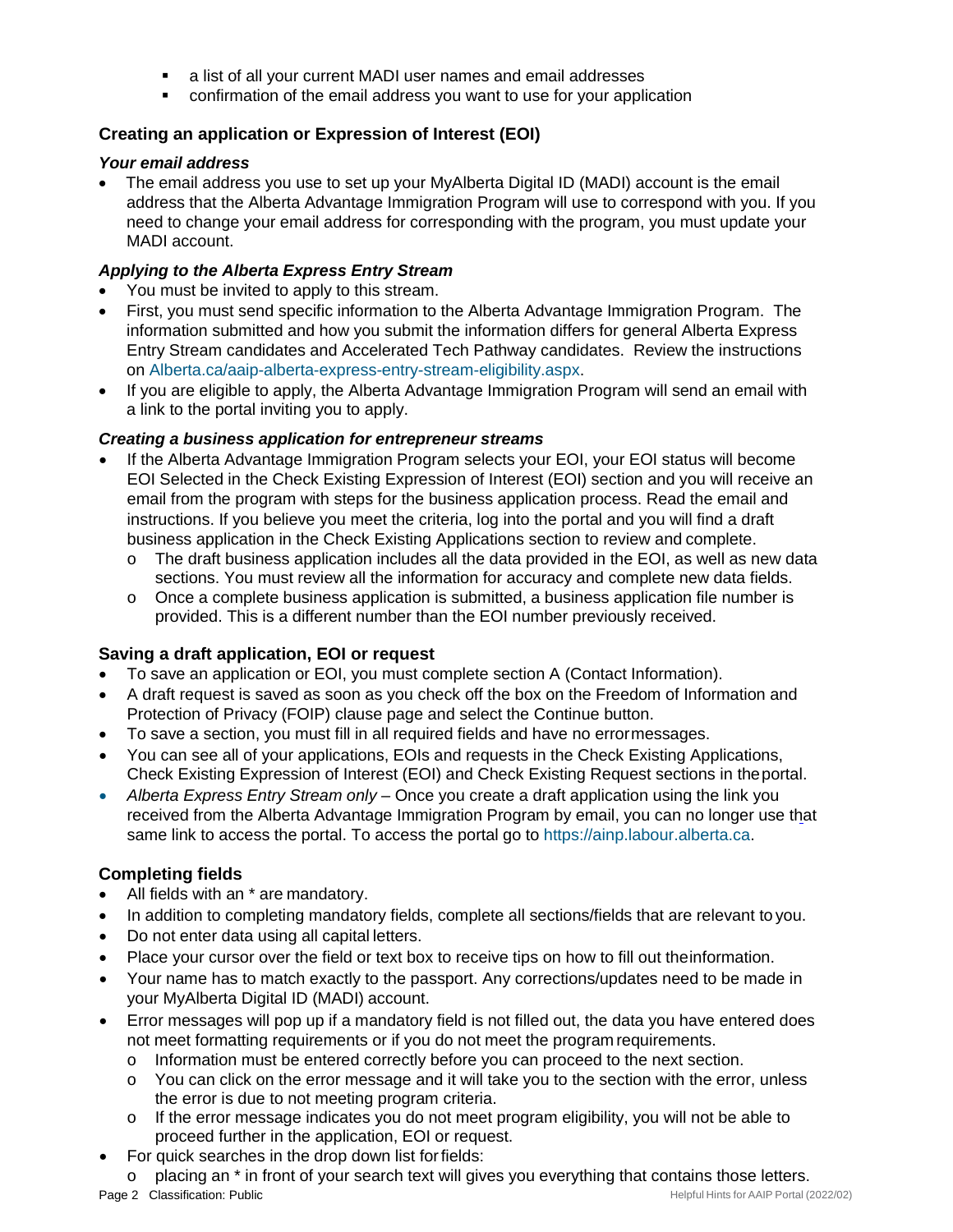- a list of all your current MADI user names and email addresses
   - confirmation of the email address you want to use for your application

### Creating an application or Expression of Interest (EOI)

#### *Your email address*

- The email address you use to set up your MyAlberta Digital ID (MADI) account is the email address that the Alberta Advantage Immigration Program will use to correspond with you. If you need to change your email address for corresponding with the program, you must update your MADI account.

#### *Applying to the Alberta Express Entry Stream*

- You must be invited to apply to this stream.
- First, you must send specific information to the Alberta Advantage Immigration Program. The information submitted and how you submit the information differs for general Alberta Express Entry Stream candidates and Accelerated Tech Pathway candidates. Review the instructions on Alberta.ca/aaip-alberta-express-entry-stream-eligibility.aspx.
- If you are eligible to apply, the Alberta Advantage Immigration Program will send an email with a link to the portal inviting you to apply.

#### *Creating a business application for entrepreneur streams*

- If the Alberta Advantage Immigration Program selects your EOI, your EOI status will become EOI Selected in the Check Existing Expression of Interest (EOI) section and you will receive an email from the program with steps for the business application process. Read the email and instructions. If you believe you meet the criteria, log into the portal and you will find a draft business application in the Check Existing Applications section to review and complete.
   - The draft business application includes all the data provided in the EOI, as well as new data sections. You must review all the information for accuracy and complete new data fields.
   - Once a complete business application is submitted, a business application file number is provided. This is a different number than the EOI number previously received.

### Saving a draft application, EOI or request

- To save an application or EOI, you must complete section A (Contact Information).
- A draft request is saved as soon as you check off the box on the Freedom of Information and Protection of Privacy (FOIP) clause page and select the Continue button.
- To save a section, you must fill in all required fields and have no error messages.
- You can see all of your applications, EOIs and requests in the Check Existing Applications, Check Existing Expression of Interest (EOI) and Check Existing Request sections in the portal.
- *Alberta Express Entry Stream only* – Once you create a draft application using the link you received from the Alberta Advantage Immigration Program by email, you can no longer use that same link to access the portal. To access the portal go to https://ainp.labour.alberta.ca.

### Completing fields

- All fields with an * are mandatory.
- In addition to completing mandatory fields, complete all sections/fields that are relevant to you.
- Do not enter data using all capital letters.
- Place your cursor over the field or text box to receive tips on how to fill out the information.
- Your name has to match exactly to the passport. Any corrections/updates need to be made in your MyAlberta Digital ID (MADI) account.
- Error messages will pop up if a mandatory field is not filled out, the data you have entered does not meet formatting requirements or if you do not meet the program requirements.
   - Information must be entered correctly before you can proceed to the next section.
   - You can click on the error message and it will take you to the section with the error, unless the error is due to not meeting program criteria.
   - If the error message indicates you do not meet program eligibility, you will not be able to proceed further in the application, EOI or request.
- For quick searches in the drop down list for fields:
   - placing an * in front of your search text will gives you everything that contains those letters.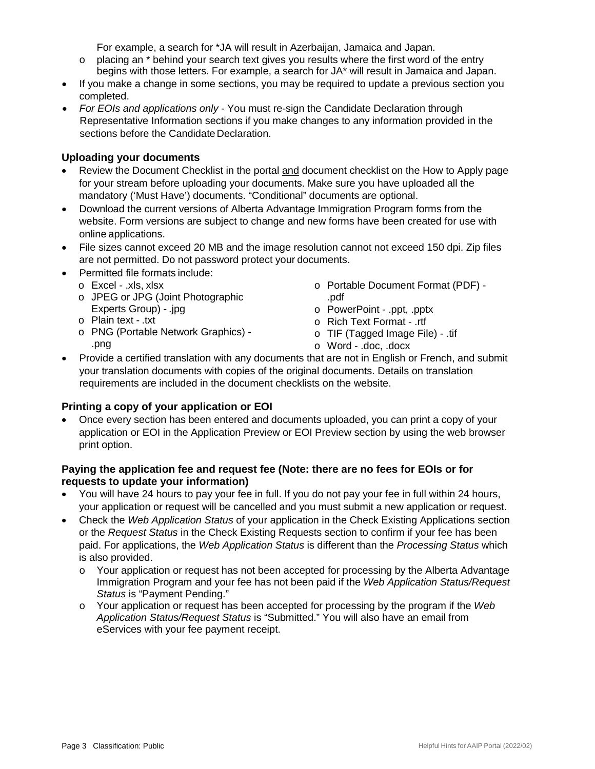For example, a search for *JA will result in Azerbaijan, Jamaica and Japan.
    - placing an * behind your search text gives you results where the first word of the entry begins with those letters. For example, a search for JA* will result in Jamaica and Japan.
- If you make a change in some sections, you may be required to update a previous section you completed.
- *For EOIs and applications only* - You must re-sign the Candidate Declaration through Representative Information sections if you make changes to any information provided in the sections before the Candidate Declaration.

**Uploading your documents**

- Review the Document Checklist in the portal <u>and</u> document checklist on the How to Apply page for your stream before uploading your documents. Make sure you have uploaded all the mandatory ('Must Have') documents. "Conditional" documents are optional.
- Download the current versions of Alberta Advantage Immigration Program forms from the website. Form versions are subject to change and new forms have been created for use with online applications.
- File sizes cannot exceed 20 MB and the image resolution cannot not exceed 150 dpi. Zip files are not permitted. Do not password protect your documents.
- Permitted file formats include:
    - Excel - .xls, xlsx
    - JPEG or JPG (Joint Photographic Experts Group) - .jpg
    - Plain text - .txt
    - PNG (Portable Network Graphics) - .png
    - Portable Document Format (PDF) - .pdf
    - PowerPoint - .ppt, .pptx
    - Rich Text Format - .rtf
    - TIF (Tagged Image File) - .tif
    - Word - .doc, .docx
- Provide a certified translation with any documents that are not in English or French, and submit your translation documents with copies of the original documents. Details on translation requirements are included in the document checklists on the website.

**Printing a copy of your application or EOI**

- Once every section has been entered and documents uploaded, you can print a copy of your application or EOI in the Application Preview or EOI Preview section by using the web browser print option.

**Paying the application fee and request fee (Note: there are no fees for EOIs or for requests to update your information)**

- You will have 24 hours to pay your fee in full. If you do not pay your fee in full within 24 hours, your application or request will be cancelled and you must submit a new application or request.
- Check the *Web Application Status* of your application in the Check Existing Applications section or the *Request Status* in the Check Existing Requests section to confirm if your fee has been paid. For applications, the *Web Application Status* is different than the *Processing Status* which is also provided.
    - Your application or request has not been accepted for processing by the Alberta Advantage Immigration Program and your fee has not been paid if the *Web Application Status/Request Status* is "Payment Pending."
    - Your application or request has been accepted for processing by the program if the *Web Application Status/Request Status* is "Submitted." You will also have an email from eServices with your fee payment receipt.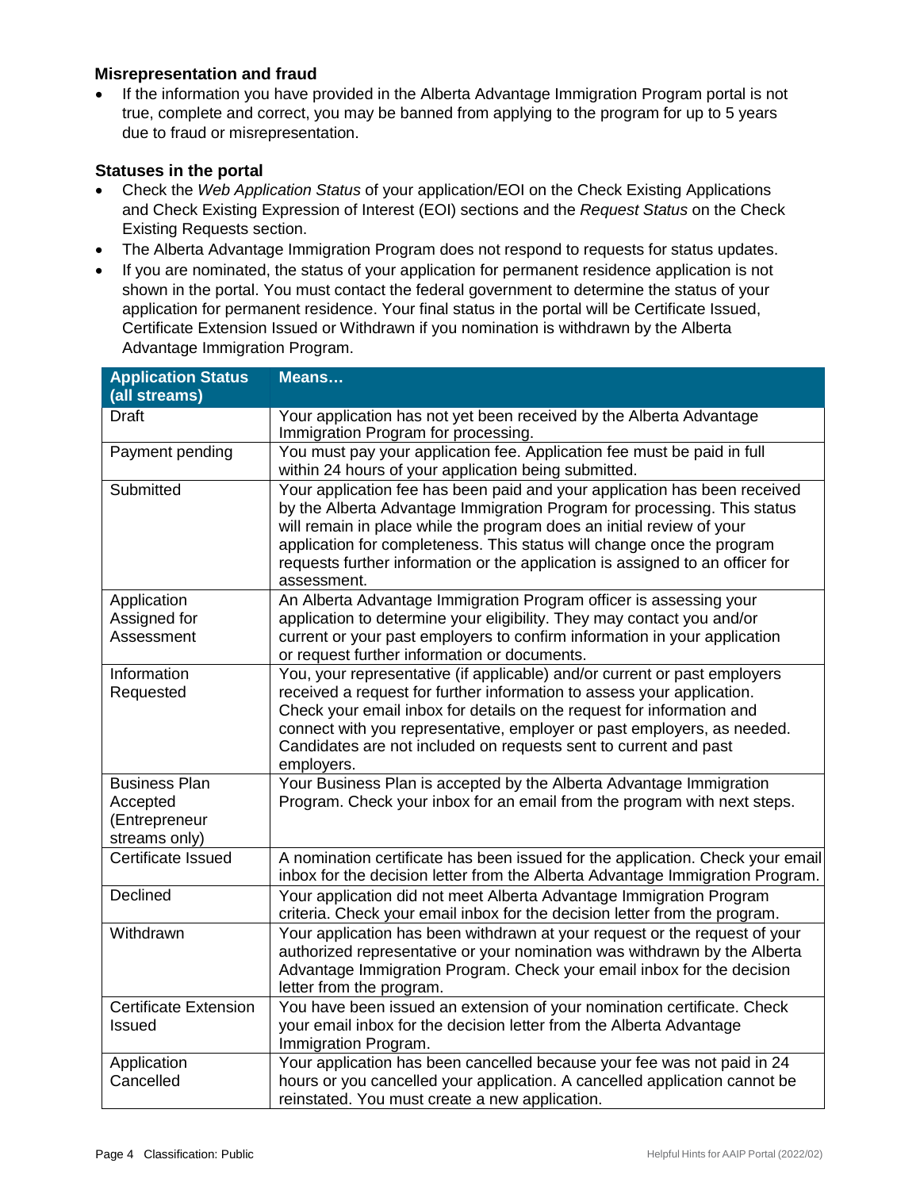### Misrepresentation and fraud

- If the information you have provided in the Alberta Advantage Immigration Program portal is not true, complete and correct, you may be banned from applying to the program for up to 5 years due to fraud or misrepresentation.

### Statuses in the portal

- Check the *Web Application Status* of your application/EOI on the Check Existing Applications and Check Existing Expression of Interest (EOI) sections and the *Request Status* on the Check Existing Requests section.
- The Alberta Advantage Immigration Program does not respond to requests for status updates.
- If you are nominated, the status of your application for permanent residence application is not shown in the portal. You must contact the federal government to determine the status of your application for permanent residence. Your final status in the portal will be Certificate Issued, Certificate Extension Issued or Withdrawn if you nomination is withdrawn by the Alberta Advantage Immigration Program.

| Application Status (all streams) | Means… |
|---|---|
| Draft | Your application has not yet been received by the Alberta Advantage Immigration Program for processing. |
| Payment pending | You must pay your application fee. Application fee must be paid in full within 24 hours of your application being submitted. |
| Submitted | Your application fee has been paid and your application has been received by the Alberta Advantage Immigration Program for processing. This status will remain in place while the program does an initial review of your application for completeness. This status will change once the program requests further information or the application is assigned to an officer for assessment. |
| Application Assigned for Assessment | An Alberta Advantage Immigration Program officer is assessing your application to determine your eligibility. They may contact you and/or current or your past employers to confirm information in your application or request further information or documents. |
| Information Requested | You, your representative (if applicable) and/or current or past employers received a request for further information to assess your application. Check your email inbox for details on the request for information and connect with you representative, employer or past employers, as needed. Candidates are not included on requests sent to current and past employers. |
| Business Plan Accepted (Entrepreneur streams only) | Your Business Plan is accepted by the Alberta Advantage Immigration Program. Check your inbox for an email from the program with next steps. |
| Certificate Issued | A nomination certificate has been issued for the application. Check your email inbox for the decision letter from the Alberta Advantage Immigration Program. |
| Declined | Your application did not meet Alberta Advantage Immigration Program criteria. Check your email inbox for the decision letter from the program. |
| Withdrawn | Your application has been withdrawn at your request or the request of your authorized representative or your nomination was withdrawn by the Alberta Advantage Immigration Program. Check your email inbox for the decision letter from the program. |
| Certificate Extension Issued | You have been issued an extension of your nomination certificate. Check your email inbox for the decision letter from the Alberta Advantage Immigration Program. |
| Application Cancelled | Your application has been cancelled because your fee was not paid in 24 hours or you cancelled your application. A cancelled application cannot be reinstated. You must create a new application. |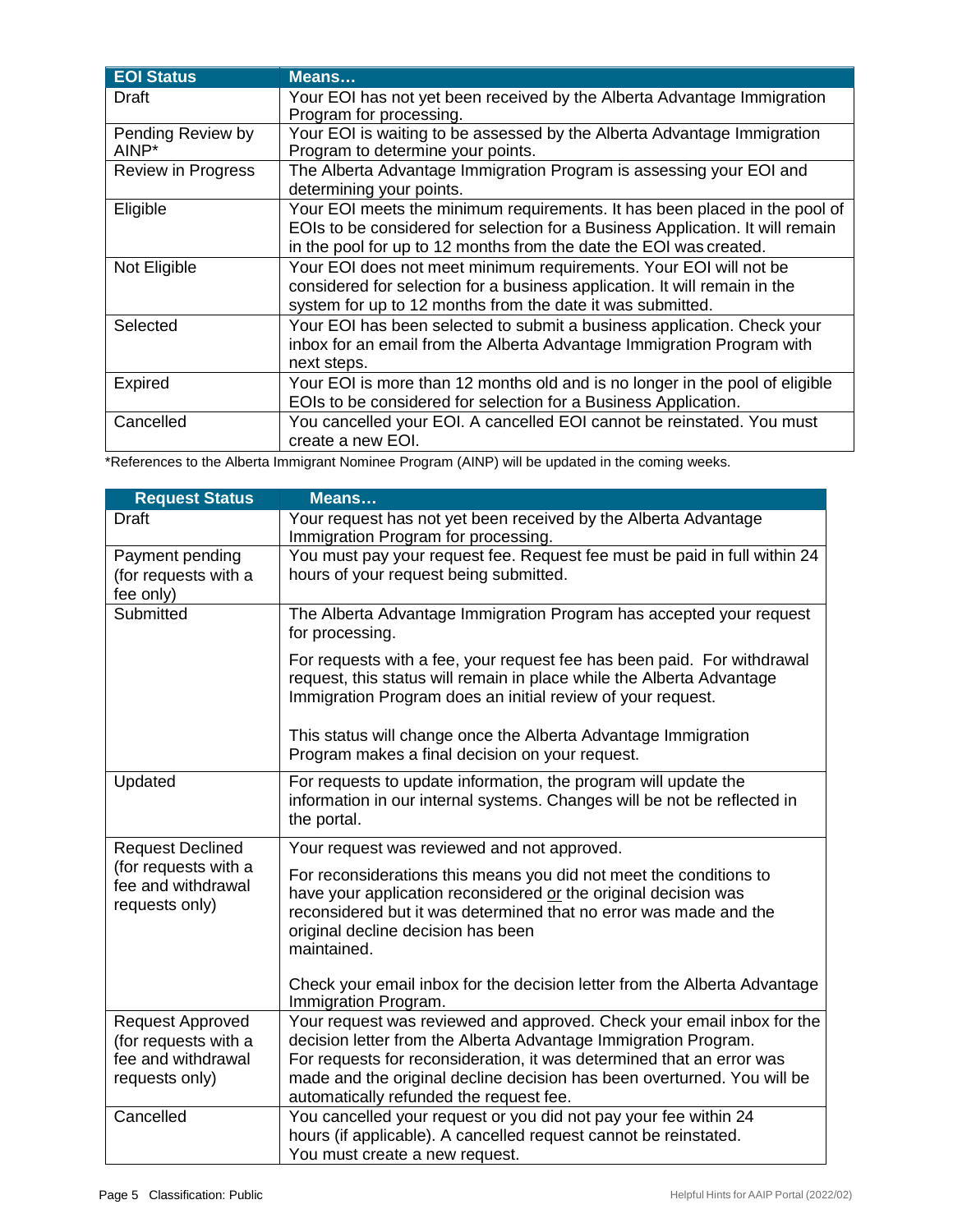| EOI Status | Means… |
| --- | --- |
| Draft | Your EOI has not yet been received by the Alberta Advantage Immigration Program for processing. |
| Pending Review by AINP* | Your EOI is waiting to be assessed by the Alberta Advantage Immigration Program to determine your points. |
| Review in Progress | The Alberta Advantage Immigration Program is assessing your EOI and determining your points. |
| Eligible | Your EOI meets the minimum requirements. It has been placed in the pool of EOIs to be considered for selection for a Business Application. It will remain in the pool for up to 12 months from the date the EOI was created. |
| Not Eligible | Your EOI does not meet minimum requirements. Your EOI will not be considered for selection for a business application. It will remain in the system for up to 12 months from the date it was submitted. |
| Selected | Your EOI has been selected to submit a business application. Check your inbox for an email from the Alberta Advantage Immigration Program with next steps. |
| Expired | Your EOI is more than 12 months old and is no longer in the pool of eligible EOIs to be considered for selection for a Business Application. |
| Cancelled | You cancelled your EOI. A cancelled EOI cannot be reinstated. You must create a new EOI. |

*References to the Alberta Immigrant Nominee Program (AINP) will be updated in the coming weeks.

| Request Status | Means… |
| --- | --- |
| Draft | Your request has not yet been received by the Alberta Advantage Immigration Program for processing. |
| Payment pending (for requests with a fee only) | You must pay your request fee. Request fee must be paid in full within 24 hours of your request being submitted. |
| Submitted | The Alberta Advantage Immigration Program has accepted your request for processing.<br><br>For requests with a fee, your request fee has been paid. For withdrawal request, this status will remain in place while the Alberta Advantage Immigration Program does an initial review of your request.<br><br>This status will change once the Alberta Advantage Immigration Program makes a final decision on your request. |
| Updated | For requests to update information, the program will update the information in our internal systems. Changes will be not be reflected in the portal. |
| Request Declined (for requests with a fee and withdrawal requests only) | Your request was reviewed and not approved.<br><br>For reconsiderations this means you did not meet the conditions to have your application reconsidered or the original decision was reconsidered but it was determined that no error was made and the original decline decision has been maintained.<br><br>Check your email inbox for the decision letter from the Alberta Advantage Immigration Program. |
| Request Approved (for requests with a fee and withdrawal requests only) | Your request was reviewed and approved. Check your email inbox for the decision letter from the Alberta Advantage Immigration Program. For requests for reconsideration, it was determined that an error was made and the original decline decision has been overturned. You will be automatically refunded the request fee. |
| Cancelled | You cancelled your request or you did not pay your fee within 24 hours (if applicable). A cancelled request cannot be reinstated. You must create a new request. |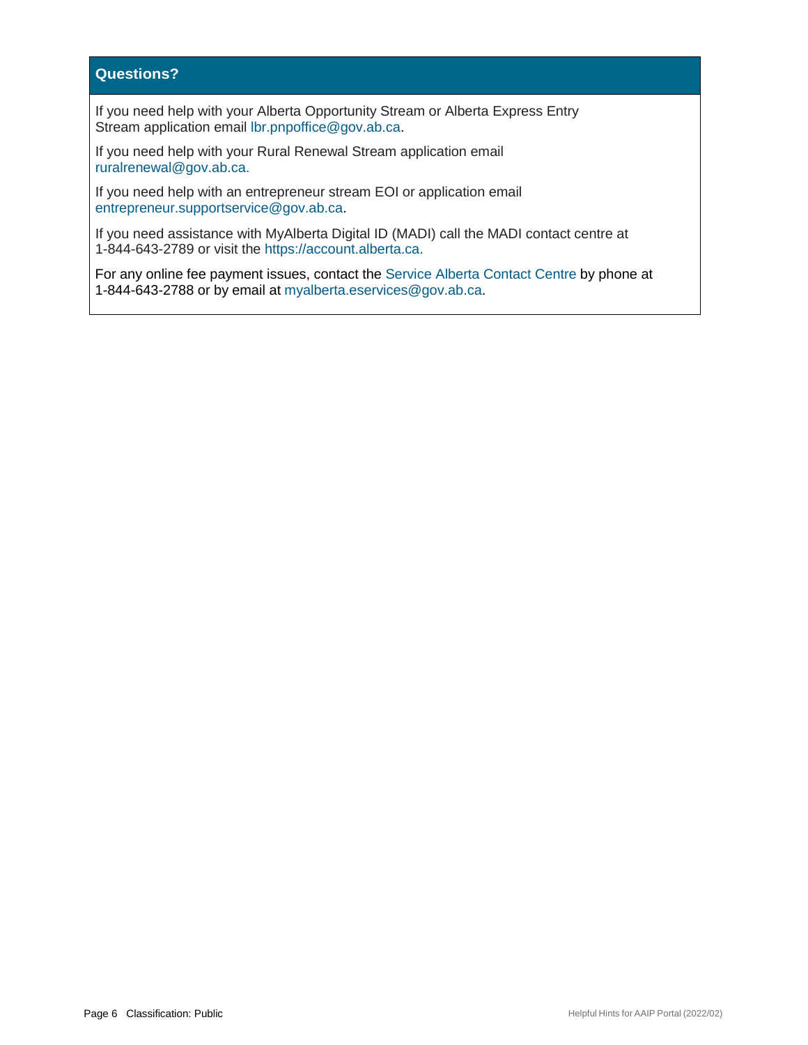## Questions?

If you need help with your Alberta Opportunity Stream or Alberta Express Entry Stream application email lbr.pnpoffice@gov.ab.ca.

If you need help with your Rural Renewal Stream application email ruralrenewal@gov.ab.ca.

If you need help with an entrepreneur stream EOI or application email entrepreneur.supportservice@gov.ab.ca.

If you need assistance with MyAlberta Digital ID (MADI) call the MADI contact centre at 1-844-643-2789 or visit the https://account.alberta.ca.

For any online fee payment issues, contact the Service Alberta Contact Centre by phone at 1-844-643-2788 or by email at myalberta.eservices@gov.ab.ca.